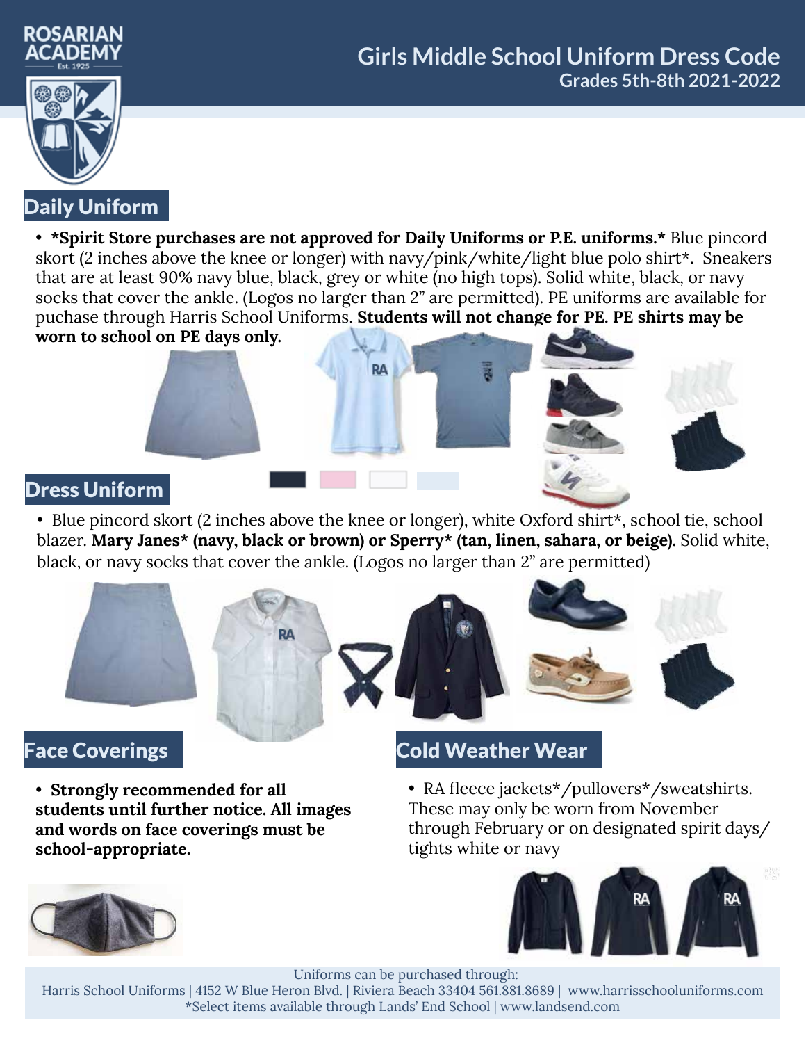ROSARIAN ACADEMY
Est. 1925

# Girls Middle School Uniform Dress Code
## Grades 5th-8th 2021-2022

## Daily Uniform

- ***Spirit Store purchases are not approved for Daily Uniforms or P.E. uniforms.*** Blue pincord skort (2 inches above the knee or longer) with navy/pink/white/light blue polo shirt*. Sneakers that are at least 90% navy blue, black, grey or white (no high tops). Solid white, black, or navy socks that cover the ankle. (Logos no larger than 2" are permitted). PE uniforms are available for puchase through Harris School Uniforms. **Students will not change for PE. PE shirts may be worn to school on PE days only.**

## Dress Uniform

- Blue pincord skort (2 inches above the knee or longer), white Oxford shirt*, school tie, school blazer. **Mary Janes* (navy, black or brown) or Sperry* (tan, linen, sahara, or beige).** Solid white, black, or navy socks that cover the ankle. (Logos no larger than 2" are permitted)

## Face Coverings

- **Strongly recommended for all students until further notice. All images and words on face coverings must be school-appropriate.**

## Cold Weather Wear

- RA fleece jackets*/pullovers*/sweatshirts. These may only be worn from November through February or on designated spirit days/ tights white or navy

Uniforms can be purchased through:
Harris School Uniforms | 4152 W Blue Heron Blvd. | Riviera Beach 33404 561.881.8689 | www.harrisschooluniforms.com
*Select items available through Lands' End School | www.landsend.com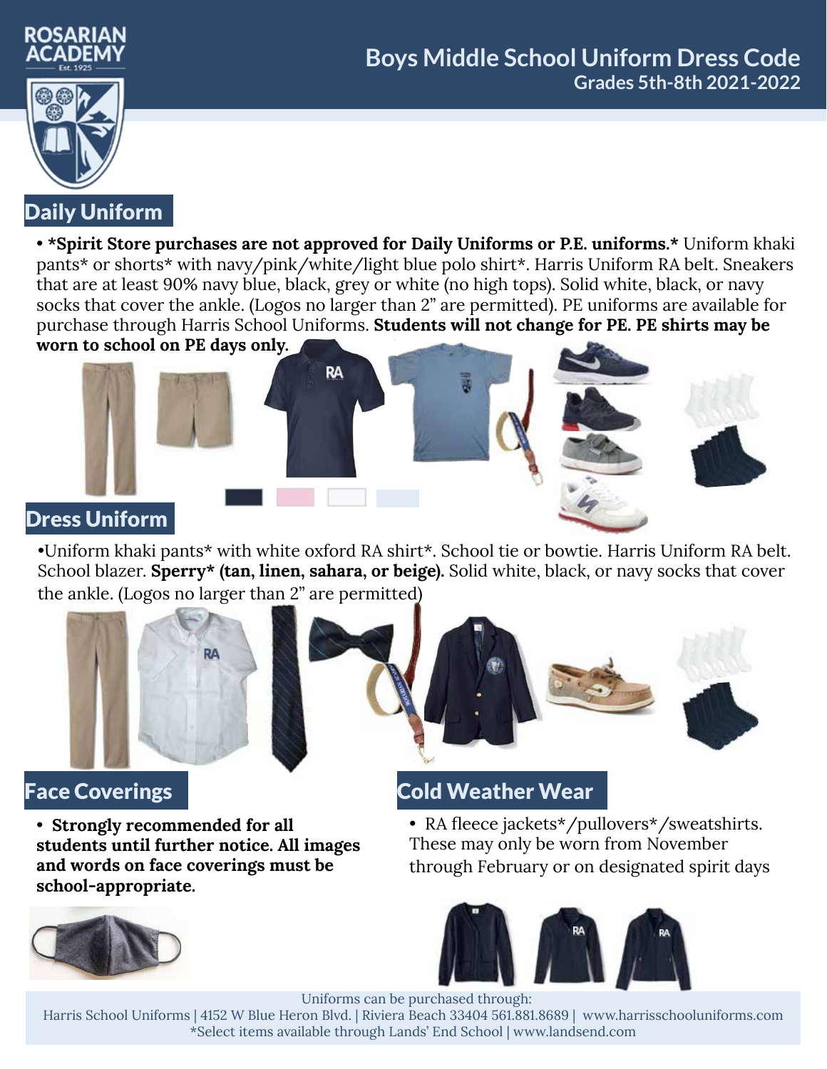ROSARIAN ACADEMY

Est. 1925

# Boys Middle School Uniform Dress Code

## Grades 5th-8th 2021-2022

## Daily Uniform

- ***Spirit Store purchases are not approved for Daily Uniforms or P.E. uniforms.*** Uniform khaki pants* or shorts* with navy/pink/white/light blue polo shirt*. Harris Uniform RA belt. Sneakers that are at least 90% navy blue, black, grey or white (no high tops). Solid white, black, or navy socks that cover the ankle. (Logos no larger than 2" are permitted). PE uniforms are available for purchase through Harris School Uniforms. **Students will not change for PE. PE shirts may be worn to school on PE days only.**

## Dress Uniform

- Uniform khaki pants* with white oxford RA shirt*. School tie or bowtie. Harris Uniform RA belt. School blazer. **Sperry* (tan, linen, sahara, or beige).** Solid white, black, or navy socks that cover the ankle. (Logos no larger than 2" are permitted)

## Face Coverings

- **Strongly recommended for all students until further notice. All images and words on face coverings must be school-appropriate.**

## Cold Weather Wear

- RA fleece jackets*/pullovers*/sweatshirts. These may only be worn from November through February or on designated spirit days

Uniforms can be purchased through:
Harris School Uniforms | 4152 W Blue Heron Blvd. | Riviera Beach 33404 561.881.8689 | www.harrisschooluniforms.com
*Select items available through Lands' End School | www.landsend.com